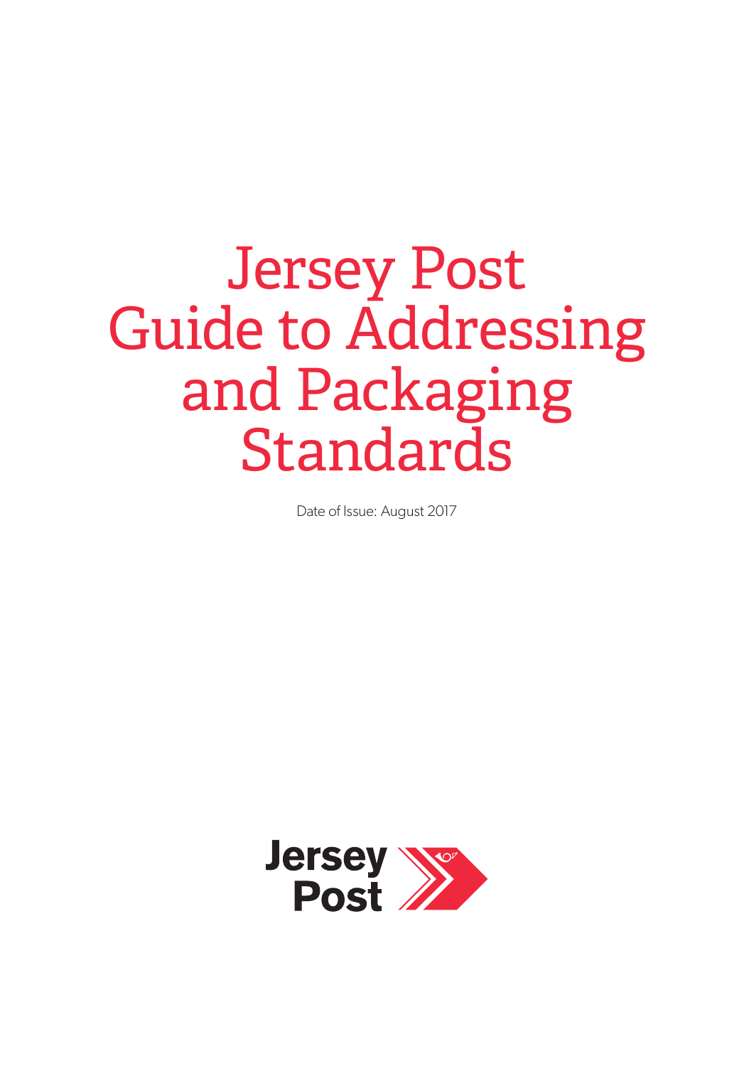# Jersey Post Guide to Addressing and Packaging Standards

Date of Issue: August 2017

Jersey Post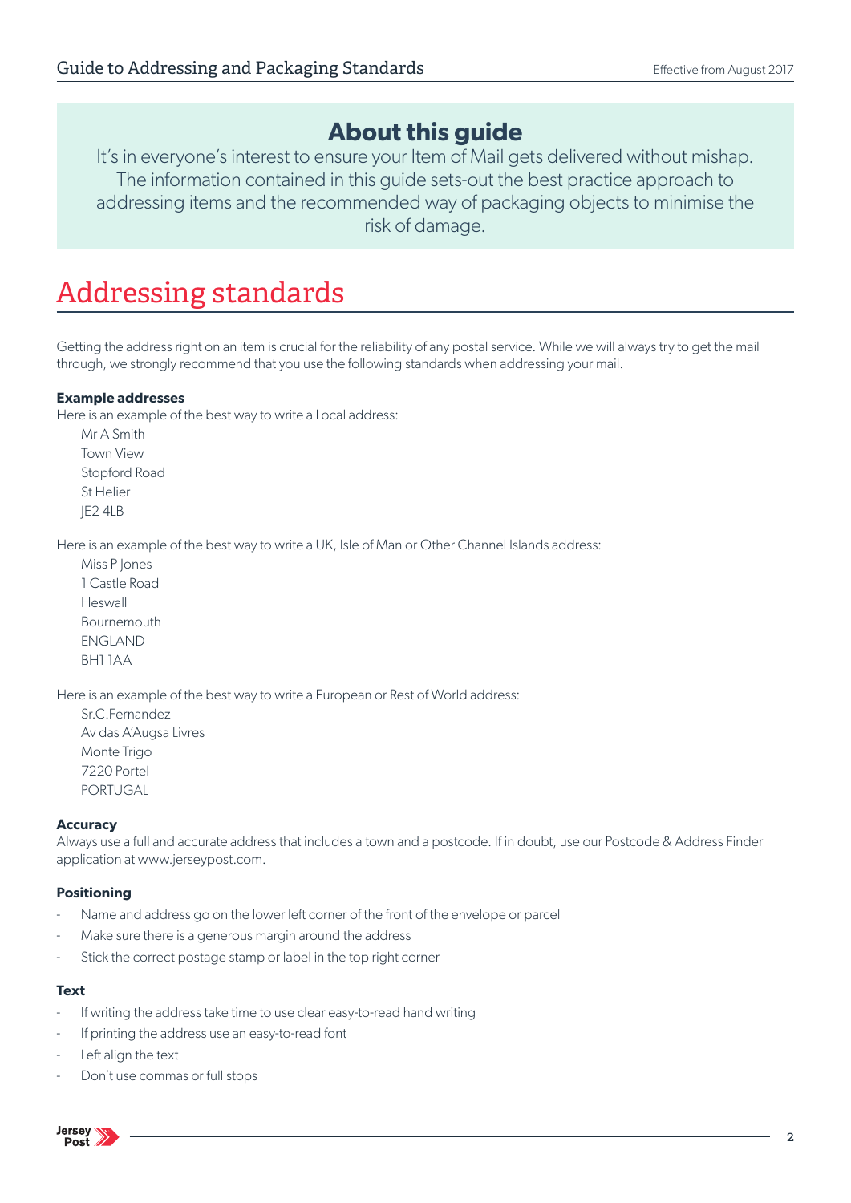## About this guide

It's in everyone's interest to ensure your Item of Mail gets delivered without mishap. The information contained in this guide sets-out the best practice approach to addressing items and the recommended way of packaging objects to minimise the risk of damage.

# Addressing standards

Getting the address right on an item is crucial for the reliability of any postal service. While we will always try to get the mail through, we strongly recommend that you use the following standards when addressing your mail.

**Example addresses**

Here is an example of the best way to write a Local address:

Mr A Smith
Town View
Stopford Road
St Helier
JE2 4LB

Here is an example of the best way to write a UK, Isle of Man or Other Channel Islands address:

Miss P Jones
1 Castle Road
Heswall
Bournemouth
ENGLAND
BH1 1AA

Here is an example of the best way to write a European or Rest of World address:

Sr.C.Fernandez
Av das A'Augsa Livres
Monte Trigo
7220 Portel
PORTUGAL

**Accuracy**

Always use a full and accurate address that includes a town and a postcode. If in doubt, use our Postcode & Address Finder application at www.jerseypost.com.

**Positioning**

- Name and address go on the lower left corner of the front of the envelope or parcel
- Make sure there is a generous margin around the address
- Stick the correct postage stamp or label in the top right corner

**Text**

- If writing the address take time to use clear easy-to-read hand writing
- If printing the address use an easy-to-read font
- Left align the text
- Don't use commas or full stops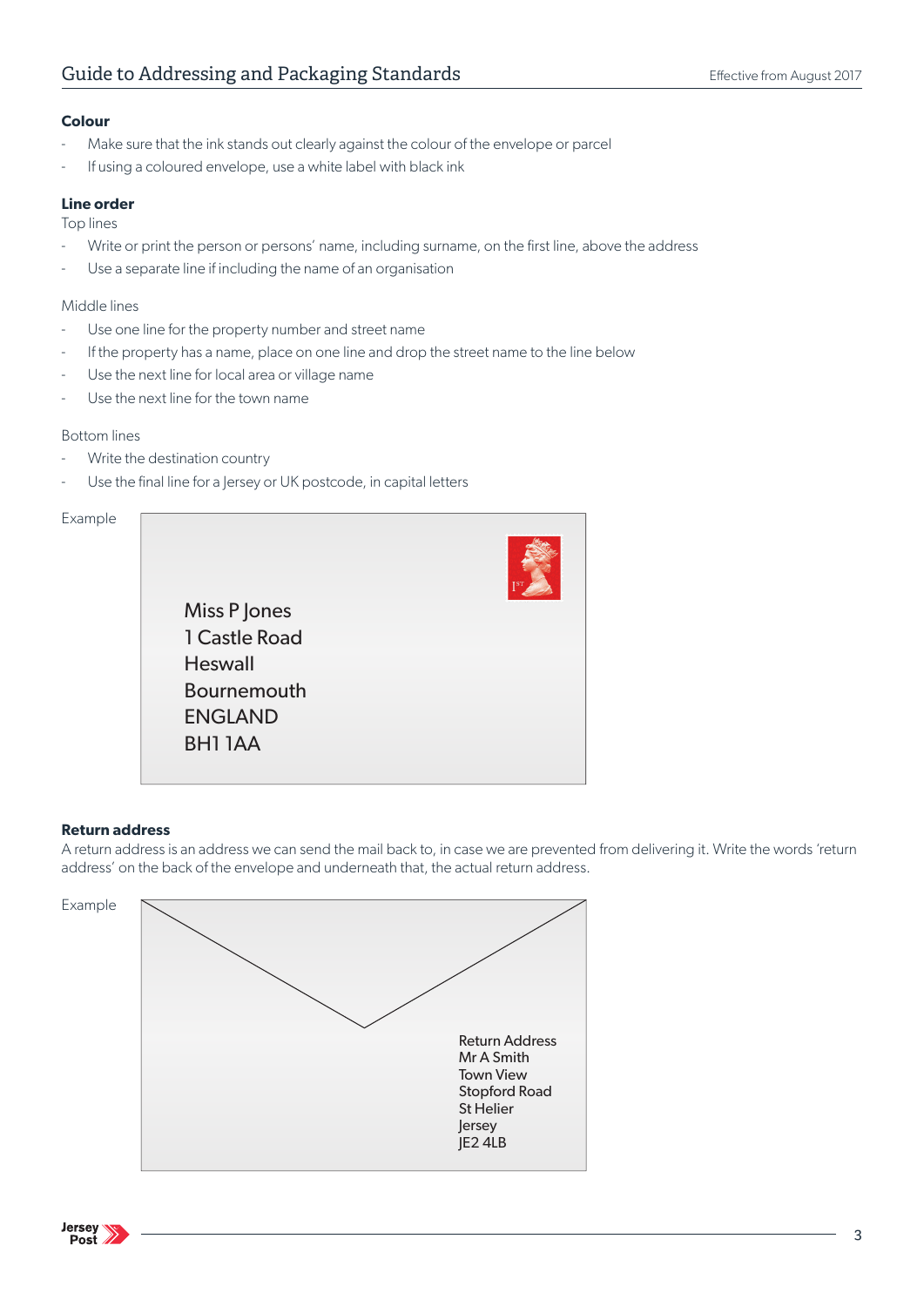### Colour

- Make sure that the ink stands out clearly against the colour of the envelope or parcel
- If using a coloured envelope, use a white label with black ink

### Line order

Top lines

- Write or print the person or persons' name, including surname, on the first line, above the address
- Use a separate line if including the name of an organisation

Middle lines

- Use one line for the property number and street name
- If the property has a name, place on one line and drop the street name to the line below
- Use the next line for local area or village name
- Use the next line for the town name

Bottom lines

- Write the destination country
- Use the final line for a Jersey or UK postcode, in capital letters

Example

Miss P Jones
1 Castle Road
Heswall
Bournemouth
ENGLAND
BH1 1AA

### Return address

A return address is an address we can send the mail back to, in case we are prevented from delivering it. Write the words 'return address' on the back of the envelope and underneath that, the actual return address.

Example

Return Address
Mr A Smith
Town View
Stopford Road
St Helier
Jersey
JE2 4LB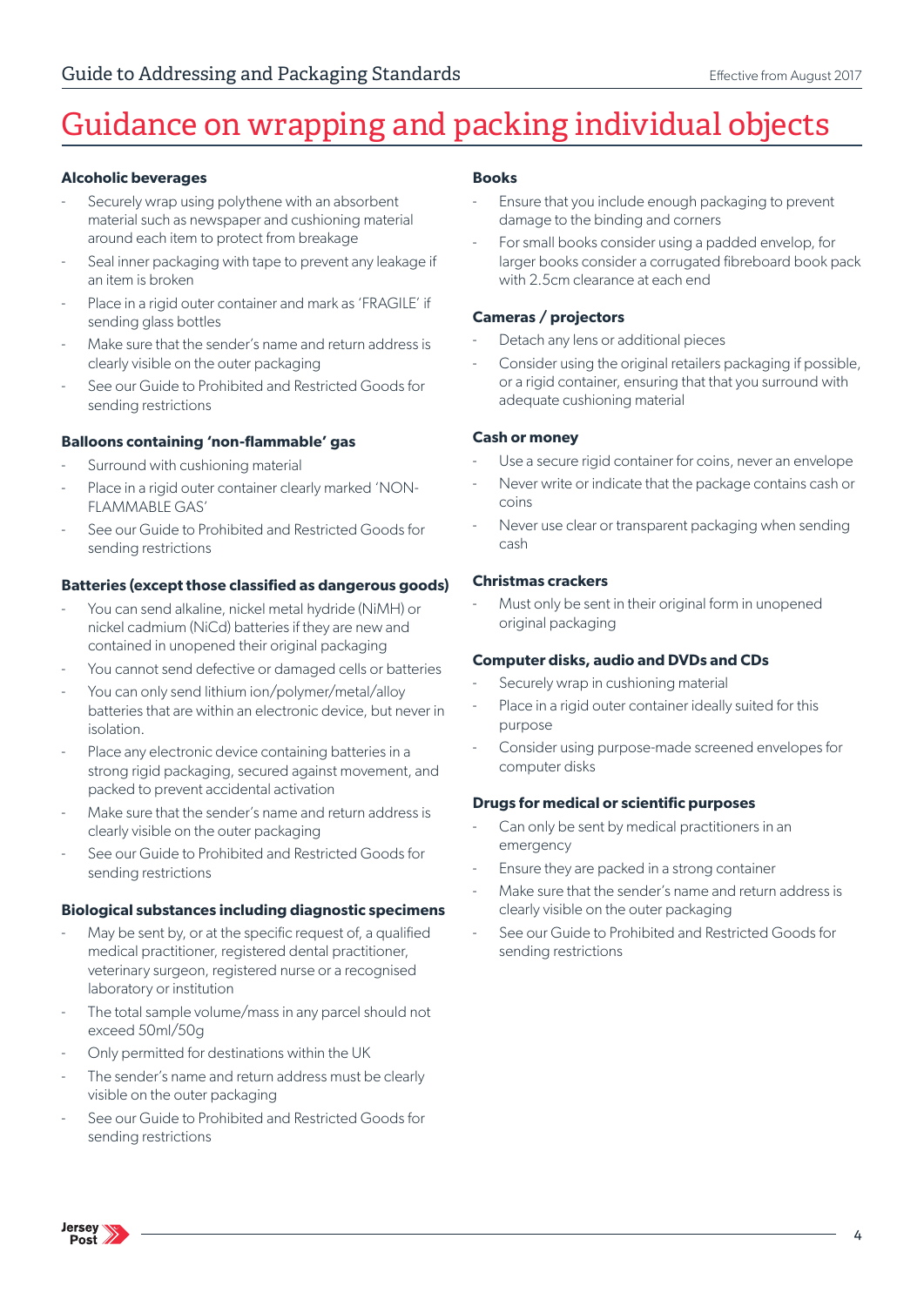# Guidance on wrapping and packing individual objects

### Alcoholic beverages

- Securely wrap using polythene with an absorbent material such as newspaper and cushioning material around each item to protect from breakage
- Seal inner packaging with tape to prevent any leakage if an item is broken
- Place in a rigid outer container and mark as 'FRAGILE' if sending glass bottles
- Make sure that the sender's name and return address is clearly visible on the outer packaging
- See our Guide to Prohibited and Restricted Goods for sending restrictions

### Balloons containing 'non-flammable' gas

- Surround with cushioning material
- Place in a rigid outer container clearly marked 'NON-FLAMMABLE GAS'
- See our Guide to Prohibited and Restricted Goods for sending restrictions

### Batteries (except those classified as dangerous goods)

- You can send alkaline, nickel metal hydride (NiMH) or nickel cadmium (NiCd) batteries if they are new and contained in unopened their original packaging
- You cannot send defective or damaged cells or batteries
- You can only send lithium ion/polymer/metal/alloy batteries that are within an electronic device, but never in isolation.
- Place any electronic device containing batteries in a strong rigid packaging, secured against movement, and packed to prevent accidental activation
- Make sure that the sender's name and return address is clearly visible on the outer packaging
- See our Guide to Prohibited and Restricted Goods for sending restrictions

### Biological substances including diagnostic specimens

- May be sent by, or at the specific request of, a qualified medical practitioner, registered dental practitioner, veterinary surgeon, registered nurse or a recognised laboratory or institution
- The total sample volume/mass in any parcel should not exceed 50ml/50g
- Only permitted for destinations within the UK
- The sender's name and return address must be clearly visible on the outer packaging
- See our Guide to Prohibited and Restricted Goods for sending restrictions

### Books

- Ensure that you include enough packaging to prevent damage to the binding and corners
- For small books consider using a padded envelop, for larger books consider a corrugated fibreboard book pack with 2.5cm clearance at each end

### Cameras / projectors

- Detach any lens or additional pieces
- Consider using the original retailers packaging if possible, or a rigid container, ensuring that that you surround with adequate cushioning material

### Cash or money

- Use a secure rigid container for coins, never an envelope
- Never write or indicate that the package contains cash or coins
- Never use clear or transparent packaging when sending cash

### Christmas crackers

- Must only be sent in their original form in unopened original packaging

### Computer disks, audio and DVDs and CDs

- Securely wrap in cushioning material
- Place in a rigid outer container ideally suited for this purpose
- Consider using purpose-made screened envelopes for computer disks

### Drugs for medical or scientific purposes

- Can only be sent by medical practitioners in an emergency
- Ensure they are packed in a strong container
- Make sure that the sender's name and return address is clearly visible on the outer packaging
- See our Guide to Prohibited and Restricted Goods for sending restrictions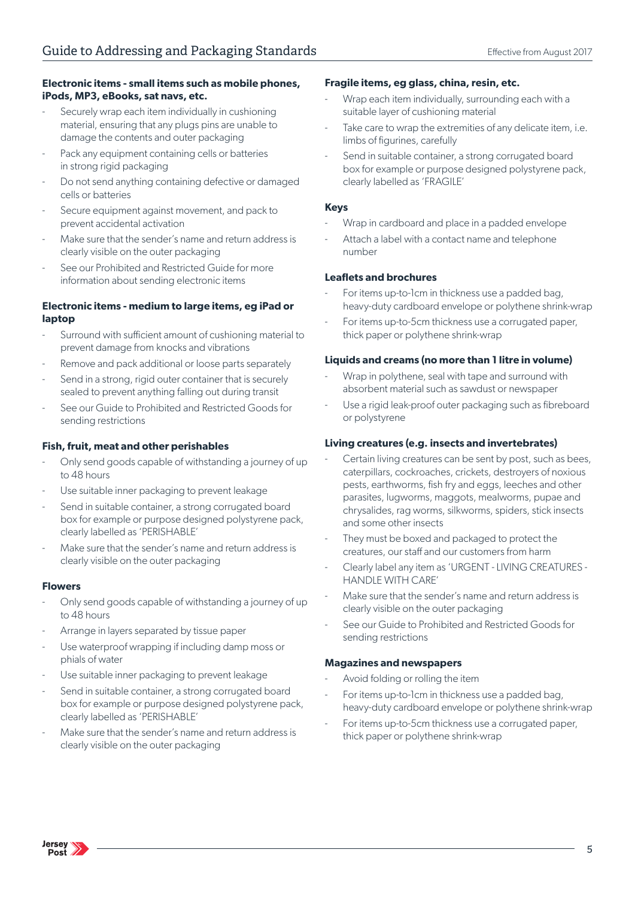### Electronic items - small items such as mobile phones, iPods, MP3, eBooks, sat navs, etc.

- Securely wrap each item individually in cushioning material, ensuring that any plugs pins are unable to damage the contents and outer packaging
- Pack any equipment containing cells or batteries in strong rigid packaging
- Do not send anything containing defective or damaged cells or batteries
- Secure equipment against movement, and pack to prevent accidental activation
- Make sure that the sender's name and return address is clearly visible on the outer packaging
- See our Prohibited and Restricted Guide for more information about sending electronic items

### Electronic items - medium to large items, eg iPad or laptop

- Surround with sufficient amount of cushioning material to prevent damage from knocks and vibrations
- Remove and pack additional or loose parts separately
- Send in a strong, rigid outer container that is securely sealed to prevent anything falling out during transit
- See our Guide to Prohibited and Restricted Goods for sending restrictions

### Fish, fruit, meat and other perishables

- Only send goods capable of withstanding a journey of up to 48 hours
- Use suitable inner packaging to prevent leakage
- Send in suitable container, a strong corrugated board box for example or purpose designed polystyrene pack, clearly labelled as 'PERISHABLE'
- Make sure that the sender's name and return address is clearly visible on the outer packaging

### Flowers

- Only send goods capable of withstanding a journey of up to 48 hours
- Arrange in layers separated by tissue paper
- Use waterproof wrapping if including damp moss or phials of water
- Use suitable inner packaging to prevent leakage
- Send in suitable container, a strong corrugated board box for example or purpose designed polystyrene pack, clearly labelled as 'PERISHABLE'
- Make sure that the sender's name and return address is clearly visible on the outer packaging

### Fragile items, eg glass, china, resin, etc.

- Wrap each item individually, surrounding each with a suitable layer of cushioning material
- Take care to wrap the extremities of any delicate item, i.e. limbs of figurines, carefully
- Send in suitable container, a strong corrugated board box for example or purpose designed polystyrene pack, clearly labelled as 'FRAGILE'

### Keys

- Wrap in cardboard and place in a padded envelope
- Attach a label with a contact name and telephone number

### Leaflets and brochures

- For items up-to-1cm in thickness use a padded bag, heavy-duty cardboard envelope or polythene shrink-wrap
- For items up-to-5cm thickness use a corrugated paper, thick paper or polythene shrink-wrap

### Liquids and creams (no more than 1 litre in volume)

- Wrap in polythene, seal with tape and surround with absorbent material such as sawdust or newspaper
- Use a rigid leak-proof outer packaging such as fibreboard or polystyrene

### Living creatures (e.g. insects and invertebrates)

- Certain living creatures can be sent by post, such as bees, caterpillars, cockroaches, crickets, destroyers of noxious pests, earthworms, fish fry and eggs, leeches and other parasites, lugworms, maggots, mealworms, pupae and chrysalides, rag worms, silkworms, spiders, stick insects and some other insects
- They must be boxed and packaged to protect the creatures, our staff and our customers from harm
- Clearly label any item as 'URGENT - LIVING CREATURES - HANDLE WITH CARE'
- Make sure that the sender's name and return address is clearly visible on the outer packaging
- See our Guide to Prohibited and Restricted Goods for sending restrictions

### Magazines and newspapers

- Avoid folding or rolling the item
- For items up-to-1cm in thickness use a padded bag, heavy-duty cardboard envelope or polythene shrink-wrap
- For items up-to-5cm thickness use a corrugated paper, thick paper or polythene shrink-wrap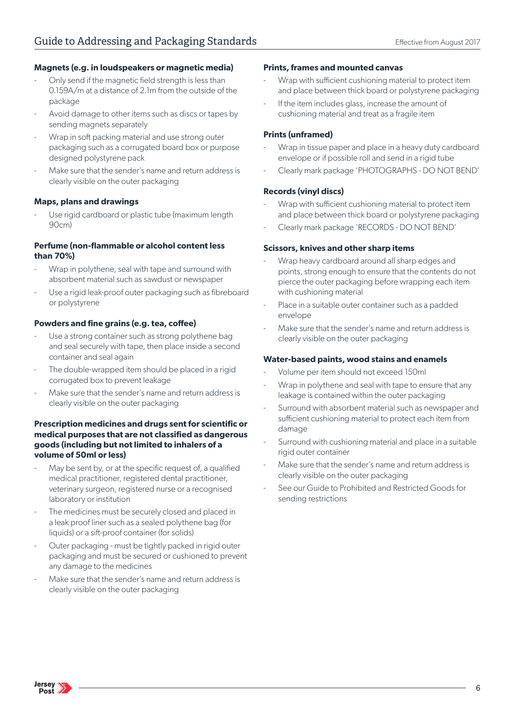**Magnets (e.g. in loudspeakers or magnetic media)**

- Only send if the magnetic field strength is less than 0.159A/m at a distance of 2.1m from the outside of the package
- Avoid damage to other items such as discs or tapes by sending magnets separately
- Wrap in soft packing material and use strong outer packaging such as a corrugated board box or purpose designed polystyrene pack
- Make sure that the sender's name and return address is clearly visible on the outer packaging

**Maps, plans and drawings**

- Use rigid cardboard or plastic tube (maximum length 90cm)

**Perfume (non-flammable or alcohol content less than 70%)**

- Wrap in polythene, seal with tape and surround with absorbent material such as sawdust or newspaper
- Use a rigid leak-proof outer packaging such as fibreboard or polystyrene

**Powders and fine grains (e.g. tea, coffee)**

- Use a strong container such as strong polythene bag and seal securely with tape, then place inside a second container and seal again
- The double-wrapped item should be placed in a rigid corrugated box to prevent leakage
- Make sure that the sender's name and return address is clearly visible on the outer packaging

**Prescription medicines and drugs sent for scientific or medical purposes that are not classified as dangerous goods (including but not limited to inhalers of a volume of 50ml or less)**

- May be sent by, or at the specific request of, a qualified medical practitioner, registered dental practitioner, veterinary surgeon, registered nurse or a recognised laboratory or institution
- The medicines must be securely closed and placed in a leak proof liner such as a sealed polythene bag (for liquids) or a sift-proof container (for solids)
- Outer packaging - must be tightly packed in rigid outer packaging and must be secured or cushioned to prevent any damage to the medicines
- Make sure that the sender's name and return address is clearly visible on the outer packaging

**Prints, frames and mounted canvas**

- Wrap with sufficient cushioning material to protect item and place between thick board or polystyrene packaging
- If the item includes glass, increase the amount of cushioning material and treat as a fragile item

**Prints (unframed)**

- Wrap in tissue paper and place in a heavy duty cardboard envelope or if possible roll and send in a rigid tube
- Clearly mark package 'PHOTOGRAPHS - DO NOT BEND'

**Records (vinyl discs)**

- Wrap with sufficient cushioning material to protect item and place between thick board or polystyrene packaging
- Clearly mark package 'RECORDS - DO NOT BEND'

**Scissors, knives and other sharp items**

- Wrap heavy cardboard around all sharp edges and points, strong enough to ensure that the contents do not pierce the outer packaging before wrapping each item with cushioning material
- Place in a suitable outer container such as a padded envelope
- Make sure that the sender's name and return address is clearly visible on the outer packaging

**Water-based paints, wood stains and enamels**

- Volume per item should not exceed 150ml
- Wrap in polythene and seal with tape to ensure that any leakage is contained within the outer packaging
- Surround with absorbent material such as newspaper and sufficient cushioning material to protect each item from damage
- Surround with cushioning material and place in a suitable rigid outer container
- Make sure that the sender's name and return address is clearly visible on the outer packaging
- See our Guide to Prohibited and Restricted Goods for sending restrictions